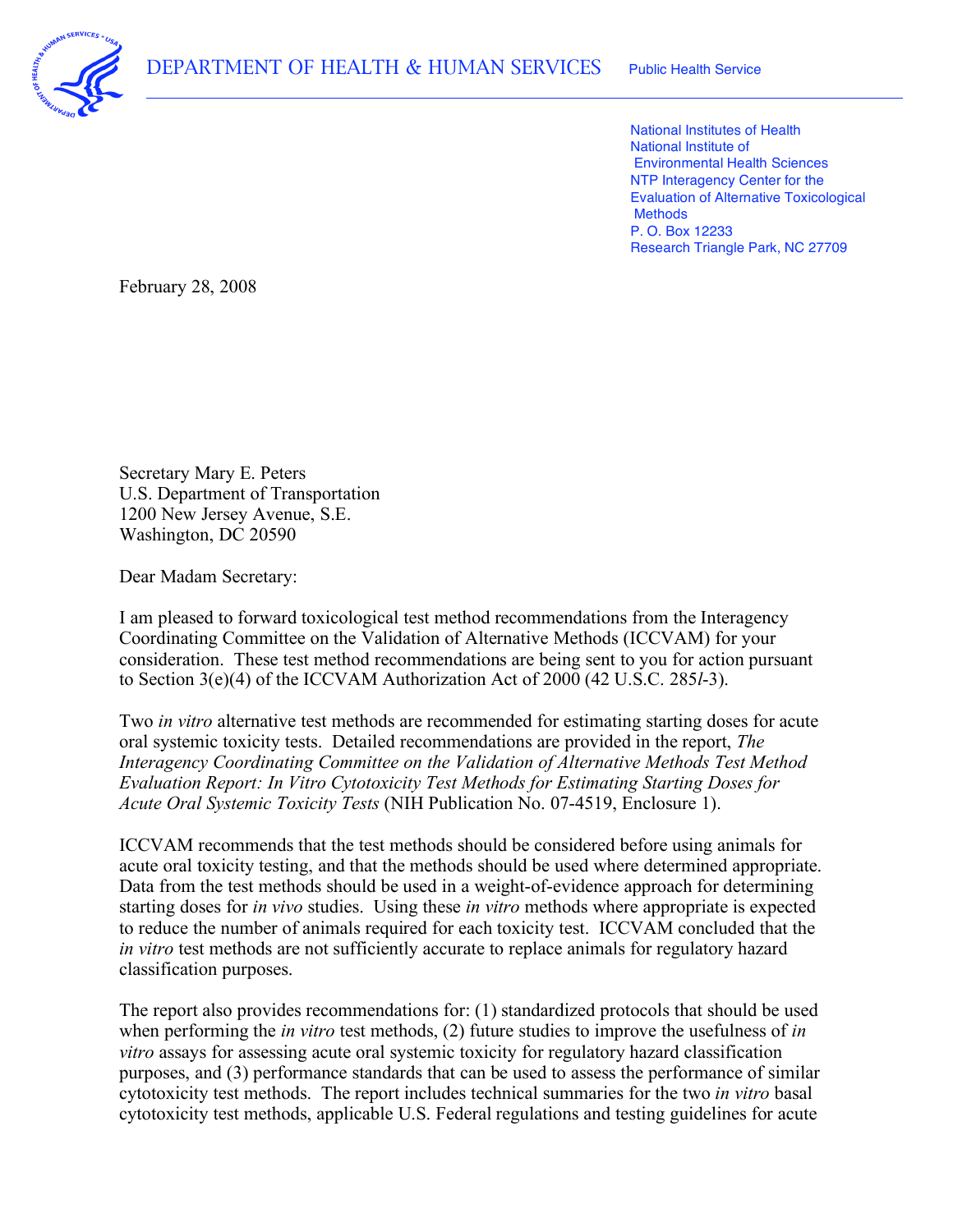DEPARTMENT OF HEALTH & HUMAN SERVICES Public Health Service

National Institutes of Health
National Institute of Environmental Health Sciences
NTP Interagency Center for the Evaluation of Alternative Toxicological Methods
P. O. Box 12233
Research Triangle Park, NC 27709

February 28, 2008

Secretary Mary E. Peters
U.S. Department of Transportation
1200 New Jersey Avenue, S.E.
Washington, DC 20590

Dear Madam Secretary:

I am pleased to forward toxicological test method recommendations from the Interagency Coordinating Committee on the Validation of Alternative Methods (ICCVAM) for your consideration. These test method recommendations are being sent to you for action pursuant to Section 3(e)(4) of the ICCVAM Authorization Act of 2000 (42 U.S.C. 285*l*-3).

Two *in vitro* alternative test methods are recommended for estimating starting doses for acute oral systemic toxicity tests. Detailed recommendations are provided in the report, *The Interagency Coordinating Committee on the Validation of Alternative Methods Test Method Evaluation Report: In Vitro Cytotoxicity Test Methods for Estimating Starting Doses for Acute Oral Systemic Toxicity Tests* (NIH Publication No. 07-4519, Enclosure 1).

ICCVAM recommends that the test methods should be considered before using animals for acute oral toxicity testing, and that the methods should be used where determined appropriate. Data from the test methods should be used in a weight-of-evidence approach for determining starting doses for *in vivo* studies. Using these *in vitro* methods where appropriate is expected to reduce the number of animals required for each toxicity test. ICCVAM concluded that the *in vitro* test methods are not sufficiently accurate to replace animals for regulatory hazard classification purposes.

The report also provides recommendations for: (1) standardized protocols that should be used when performing the *in vitro* test methods, (2) future studies to improve the usefulness of *in vitro* assays for assessing acute oral systemic toxicity for regulatory hazard classification purposes, and (3) performance standards that can be used to assess the performance of similar cytotoxicity test methods. The report includes technical summaries for the two *in vitro* basal cytotoxicity test methods, applicable U.S. Federal regulations and testing guidelines for acute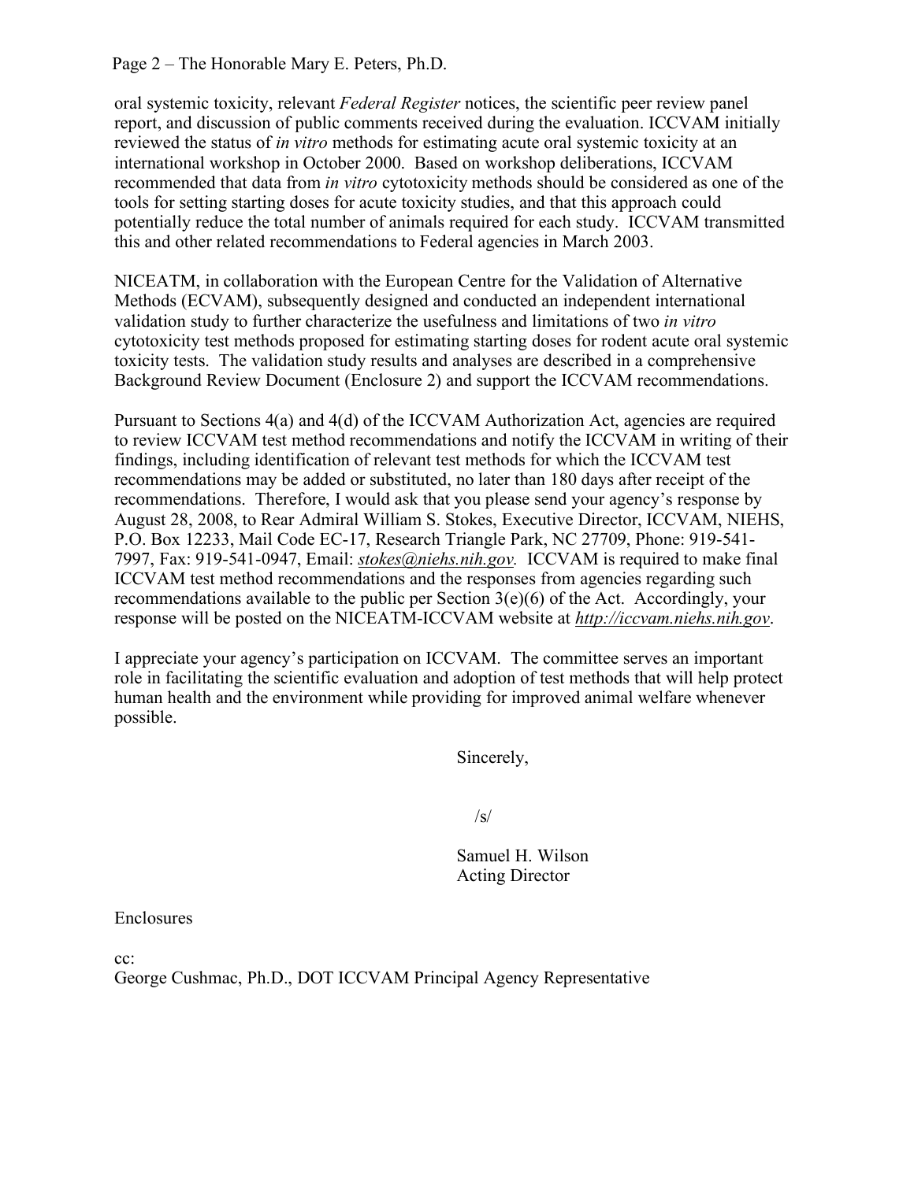oral systemic toxicity, relevant *Federal Register* notices, the scientific peer review panel report, and discussion of public comments received during the evaluation. ICCVAM initially reviewed the status of *in vitro* methods for estimating acute oral systemic toxicity at an international workshop in October 2000. Based on workshop deliberations, ICCVAM recommended that data from *in vitro* cytotoxicity methods should be considered as one of the tools for setting starting doses for acute toxicity studies, and that this approach could potentially reduce the total number of animals required for each study. ICCVAM transmitted this and other related recommendations to Federal agencies in March 2003.

NICEATM, in collaboration with the European Centre for the Validation of Alternative Methods (ECVAM), subsequently designed and conducted an independent international validation study to further characterize the usefulness and limitations of two *in vitro* cytotoxicity test methods proposed for estimating starting doses for rodent acute oral systemic toxicity tests. The validation study results and analyses are described in a comprehensive Background Review Document (Enclosure 2) and support the ICCVAM recommendations.

Pursuant to Sections 4(a) and 4(d) of the ICCVAM Authorization Act, agencies are required to review ICCVAM test method recommendations and notify the ICCVAM in writing of their findings, including identification of relevant test methods for which the ICCVAM test recommendations may be added or substituted, no later than 180 days after receipt of the recommendations. Therefore, I would ask that you please send your agency's response by August 28, 2008, to Rear Admiral William S. Stokes, Executive Director, ICCVAM, NIEHS, P.O. Box 12233, Mail Code EC-17, Research Triangle Park, NC 27709, Phone: 919-541-7997, Fax: 919-541-0947, Email: *stokes@niehs.nih.gov.* ICCVAM is required to make final ICCVAM test method recommendations and the responses from agencies regarding such recommendations available to the public per Section 3(e)(6) of the Act. Accordingly, your response will be posted on the NICEATM-ICCVAM website at *http://iccvam.niehs.nih.gov*.

I appreciate your agency's participation on ICCVAM. The committee serves an important role in facilitating the scientific evaluation and adoption of test methods that will help protect human health and the environment while providing for improved animal welfare whenever possible.

Sincerely,

/s/

Samuel H. Wilson
Acting Director

Enclosures

cc:
George Cushmac, Ph.D., DOT ICCVAM Principal Agency Representative